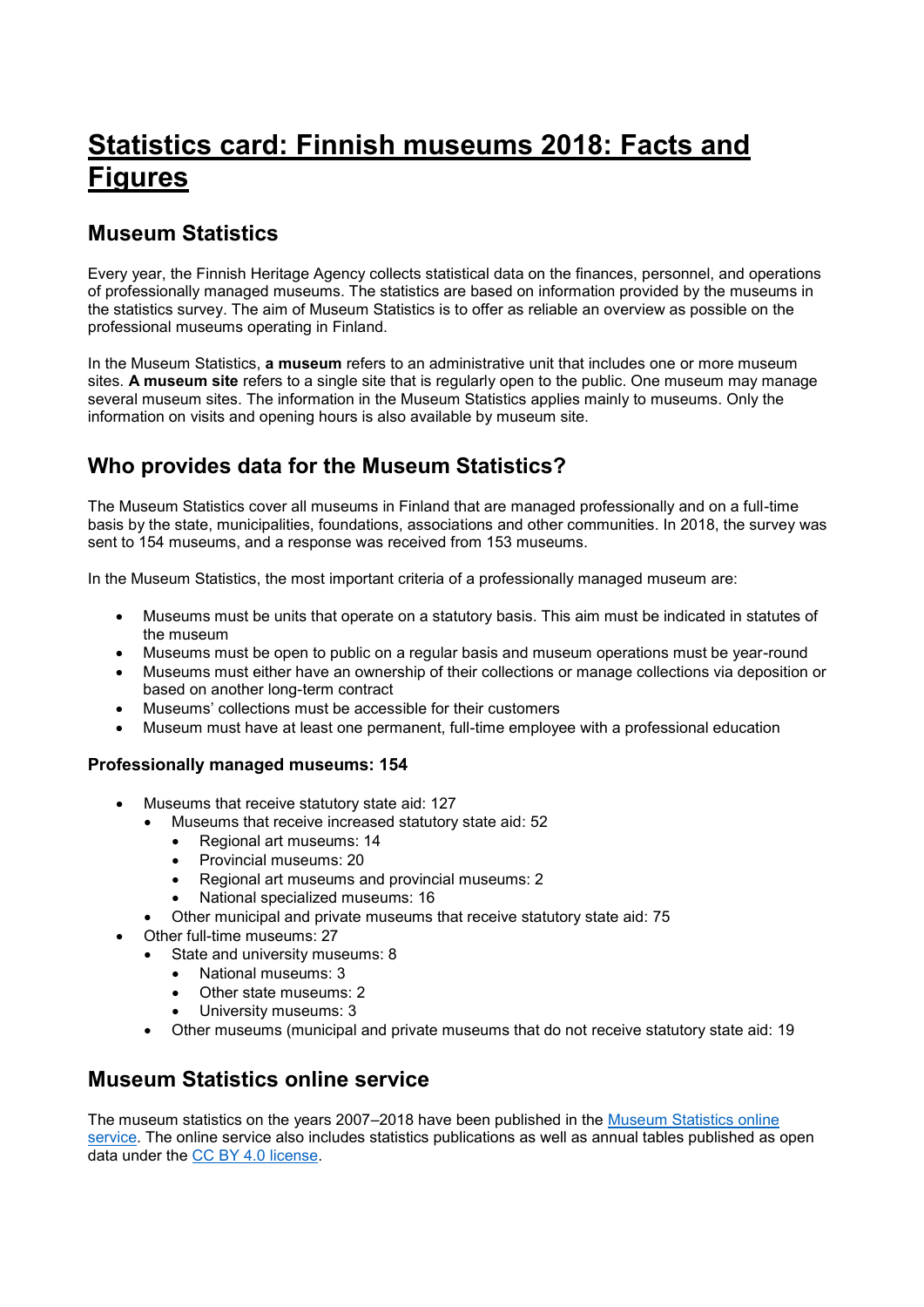# Statistics card: Finnish museums 2018: Facts and Figures

## Museum Statistics

Every year, the Finnish Heritage Agency collects statistical data on the finances, personnel, and operations of professionally managed museums. The statistics are based on information provided by the museums in the statistics survey. The aim of Museum Statistics is to offer as reliable an overview as possible on the professional museums operating in Finland.

In the Museum Statistics, **a museum** refers to an administrative unit that includes one or more museum sites. **A museum site** refers to a single site that is regularly open to the public. One museum may manage several museum sites. The information in the Museum Statistics applies mainly to museums. Only the information on visits and opening hours is also available by museum site.

## Who provides data for the Museum Statistics?

The Museum Statistics cover all museums in Finland that are managed professionally and on a full-time basis by the state, municipalities, foundations, associations and other communities. In 2018, the survey was sent to 154 museums, and a response was received from 153 museums.

In the Museum Statistics, the most important criteria of a professionally managed museum are:

- Museums must be units that operate on a statutory basis. This aim must be indicated in statutes of the museum
- Museums must be open to public on a regular basis and museum operations must be year-round
- Museums must either have an ownership of their collections or manage collections via deposition or based on another long-term contract
- Museums' collections must be accessible for their customers
- Museum must have at least one permanent, full-time employee with a professional education

### Professionally managed museums: 154

- Museums that receive statutory state aid: 127
  - Museums that receive increased statutory state aid: 52
    - Regional art museums: 14
    - Provincial museums: 20
    - Regional art museums and provincial museums: 2
    - National specialized museums: 16
  - Other municipal and private museums that receive statutory state aid: 75
- Other full-time museums: 27
  - State and university museums: 8
    - National museums: 3
    - Other state museums: 2
    - University museums: 3
  - Other museums (municipal and private museums that do not receive statutory state aid: 19

## Museum Statistics online service

The museum statistics on the years 2007–2018 have been published in the [Museum Statistics online service](). The online service also includes statistics publications as well as annual tables published as open data under the [CC BY 4.0 license]().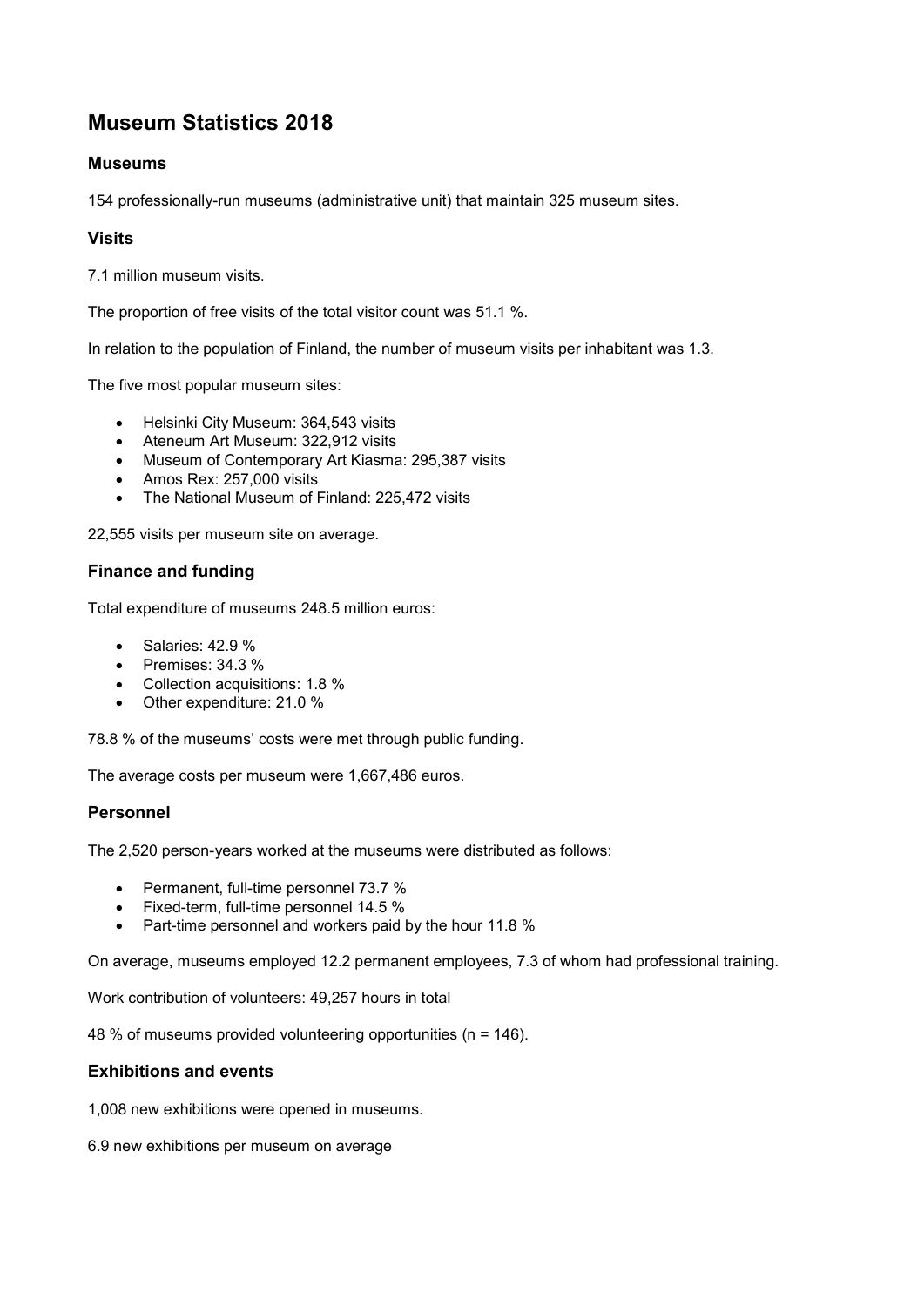# Museum Statistics 2018

## Museums

154 professionally-run museums (administrative unit) that maintain 325 museum sites.

## Visits

7.1 million museum visits.

The proportion of free visits of the total visitor count was 51.1 %.

In relation to the population of Finland, the number of museum visits per inhabitant was 1.3.

The five most popular museum sites:

- Helsinki City Museum: 364,543 visits
- Ateneum Art Museum: 322,912 visits
- Museum of Contemporary Art Kiasma: 295,387 visits
- Amos Rex: 257,000 visits
- The National Museum of Finland: 225,472 visits

22,555 visits per museum site on average.

## Finance and funding

Total expenditure of museums 248.5 million euros:

- Salaries: 42.9 %
- Premises: 34.3 %
- Collection acquisitions: 1.8 %
- Other expenditure: 21.0 %

78.8 % of the museums' costs were met through public funding.

The average costs per museum were 1,667,486 euros.

## Personnel

The 2,520 person-years worked at the museums were distributed as follows:

- Permanent, full-time personnel 73.7 %
- Fixed-term, full-time personnel 14.5 %
- Part-time personnel and workers paid by the hour 11.8 %

On average, museums employed 12.2 permanent employees, 7.3 of whom had professional training.

Work contribution of volunteers: 49,257 hours in total

48 % of museums provided volunteering opportunities (n = 146).

## Exhibitions and events

1,008 new exhibitions were opened in museums.

6.9 new exhibitions per museum on average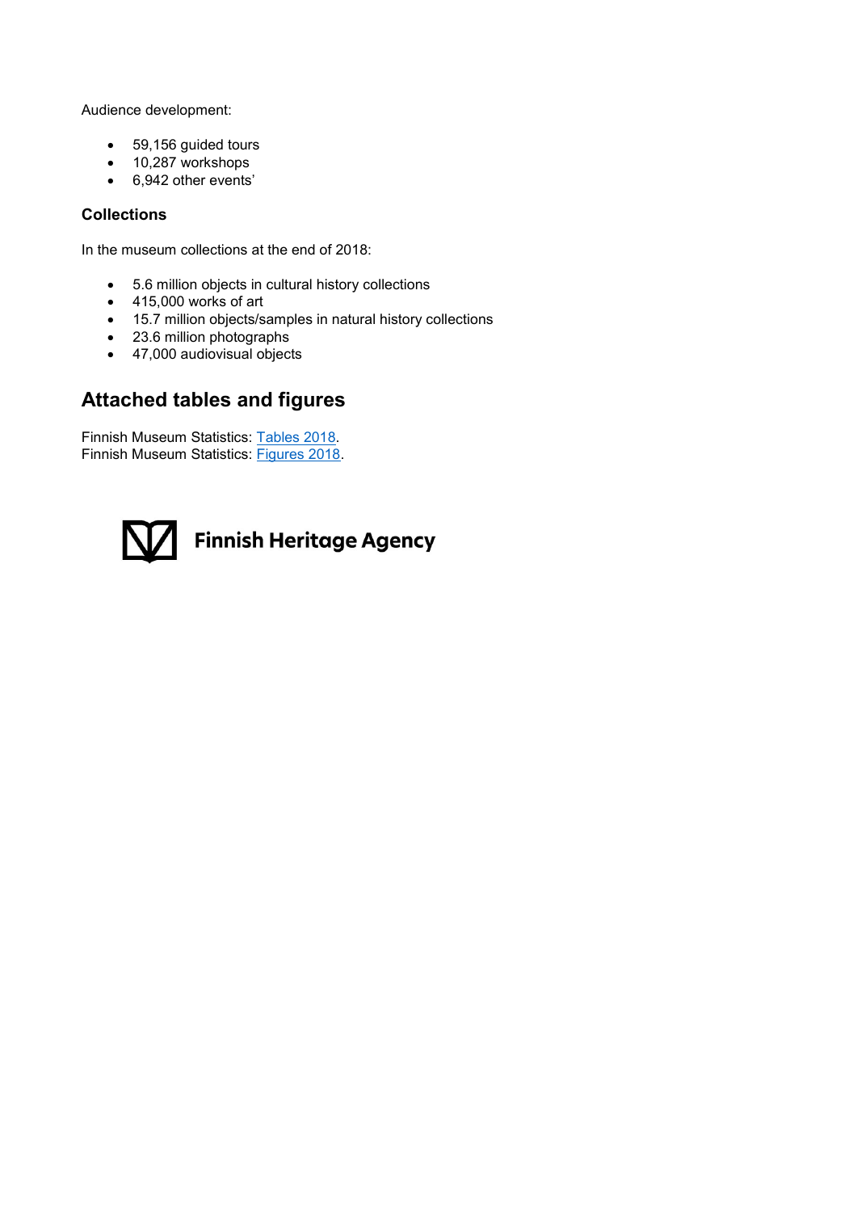Audience development:

- 59,156 guided tours
- 10,287 workshops
- 6,942 other events'

### Collections

In the museum collections at the end of 2018:

- 5.6 million objects in cultural history collections
- 415,000 works of art
- 15.7 million objects/samples in natural history collections
- 23.6 million photographs
- 47,000 audiovisual objects

## Attached tables and figures

Finnish Museum Statistics: Tables 2018.
Finnish Museum Statistics: Figures 2018.

Finnish Heritage Agency